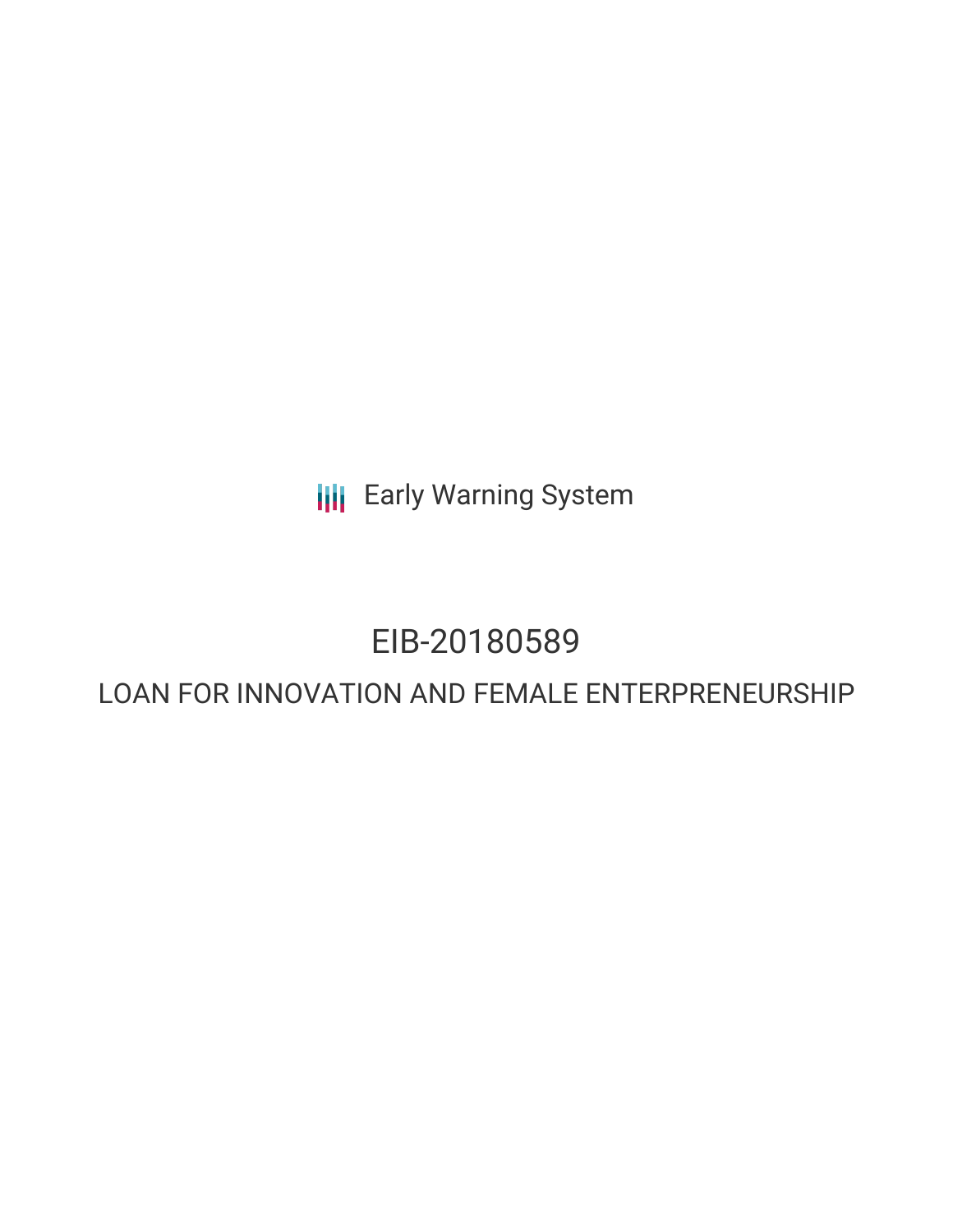Early Warning System

# EIB-20180589

## LOAN FOR INNOVATION AND FEMALE ENTERPRENEURSHIP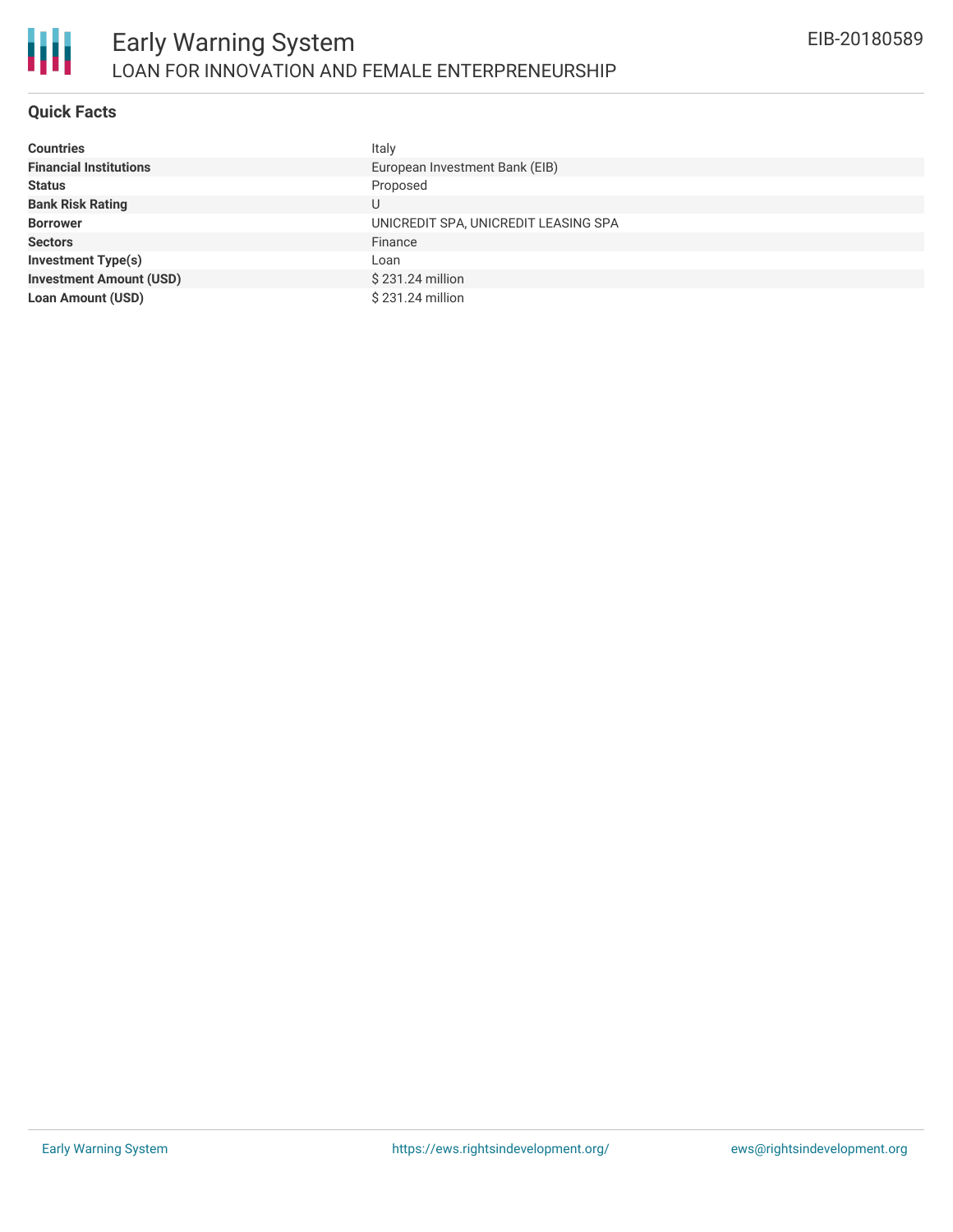# Early Warning System

## LOAN FOR INNOVATION AND FEMALE ENTREPRENEURSHIP

EIB-20180589

### Quick Facts

| | |
|---|---|
| **Countries** | Italy |
| **Financial Institutions** | European Investment Bank (EIB) |
| **Status** | Proposed |
| **Bank Risk Rating** | U |
| **Borrower** | UNICREDIT SPA, UNICREDIT LEASING SPA |
| **Sectors** | Finance |
| **Investment Type(s)** | Loan |
| **Investment Amount (USD)** | $ 231.24 million |
| **Loan Amount (USD)** | $ 231.24 million |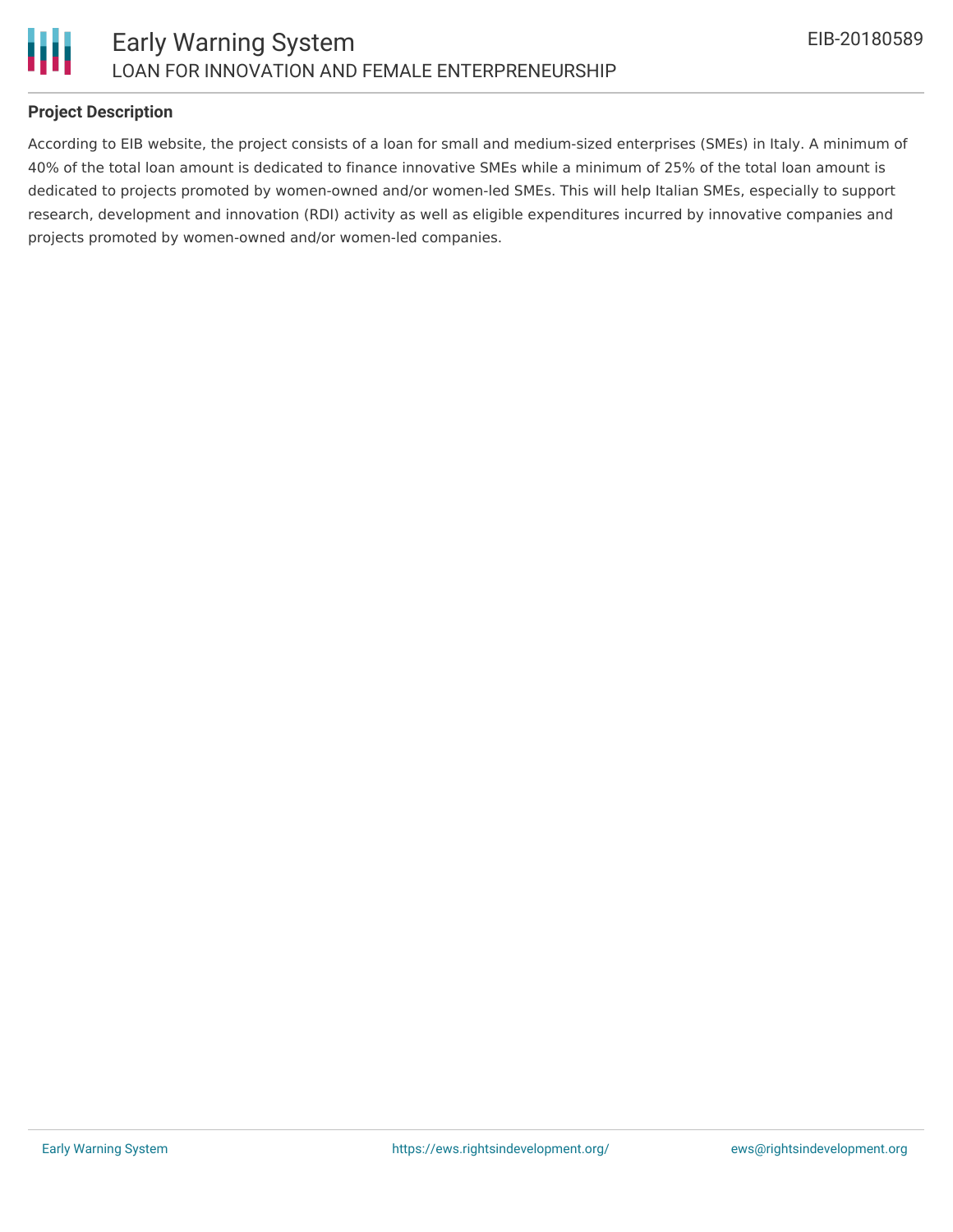**Project Description**

According to EIB website, the project consists of a loan for small and medium-sized enterprises (SMEs) in Italy. A minimum of 40% of the total loan amount is dedicated to finance innovative SMEs while a minimum of 25% of the total loan amount is dedicated to projects promoted by women-owned and/or women-led SMEs. This will help Italian SMEs, especially to support research, development and innovation (RDI) activity as well as eligible expenditures incurred by innovative companies and projects promoted by women-owned and/or women-led companies.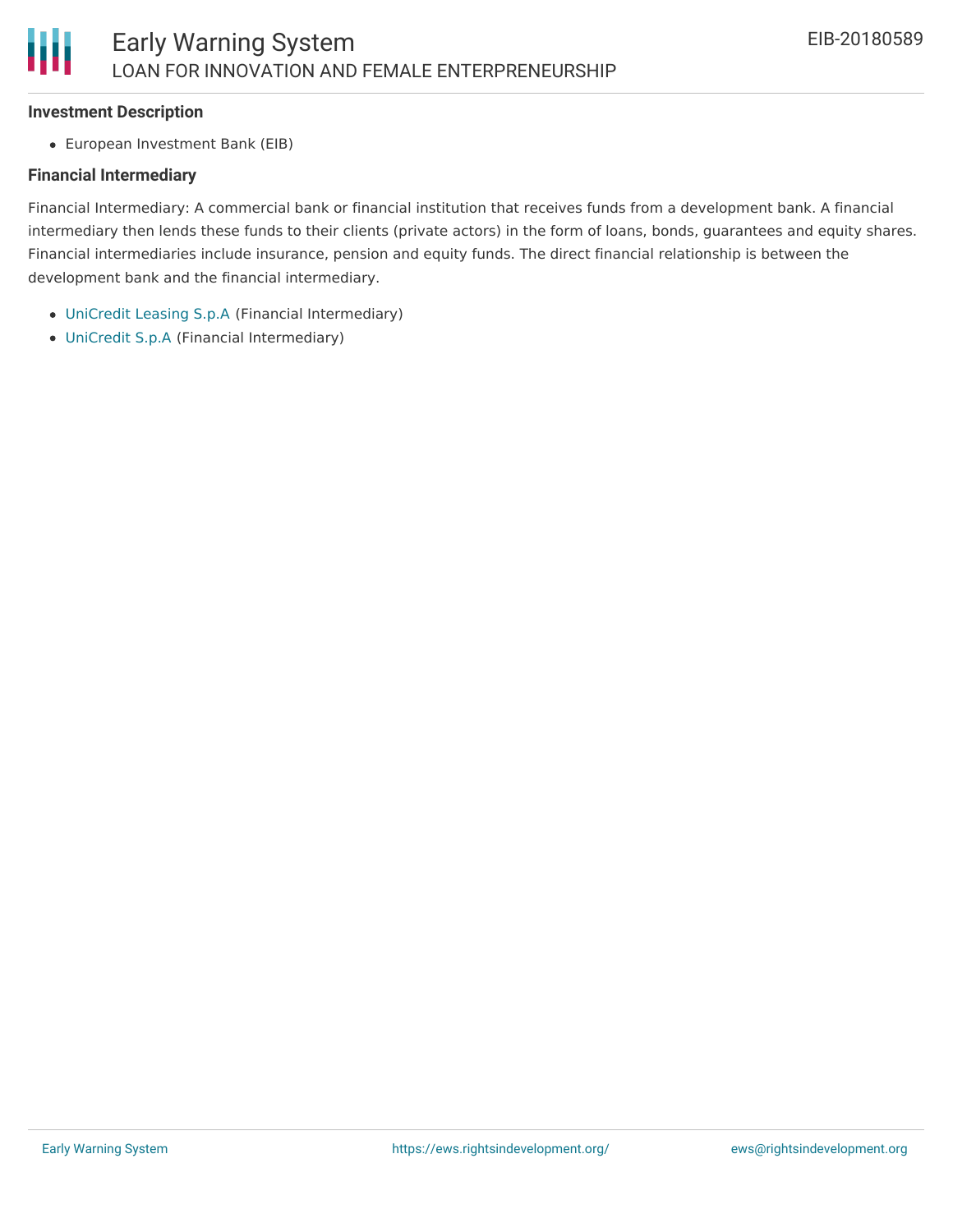### Investment Description

- European Investment Bank (EIB)

### Financial Intermediary

Financial Intermediary: A commercial bank or financial institution that receives funds from a development bank. A financial intermediary then lends these funds to their clients (private actors) in the form of loans, bonds, guarantees and equity shares. Financial intermediaries include insurance, pension and equity funds. The direct financial relationship is between the development bank and the financial intermediary.

- UniCredit Leasing S.p.A (Financial Intermediary)
- UniCredit S.p.A (Financial Intermediary)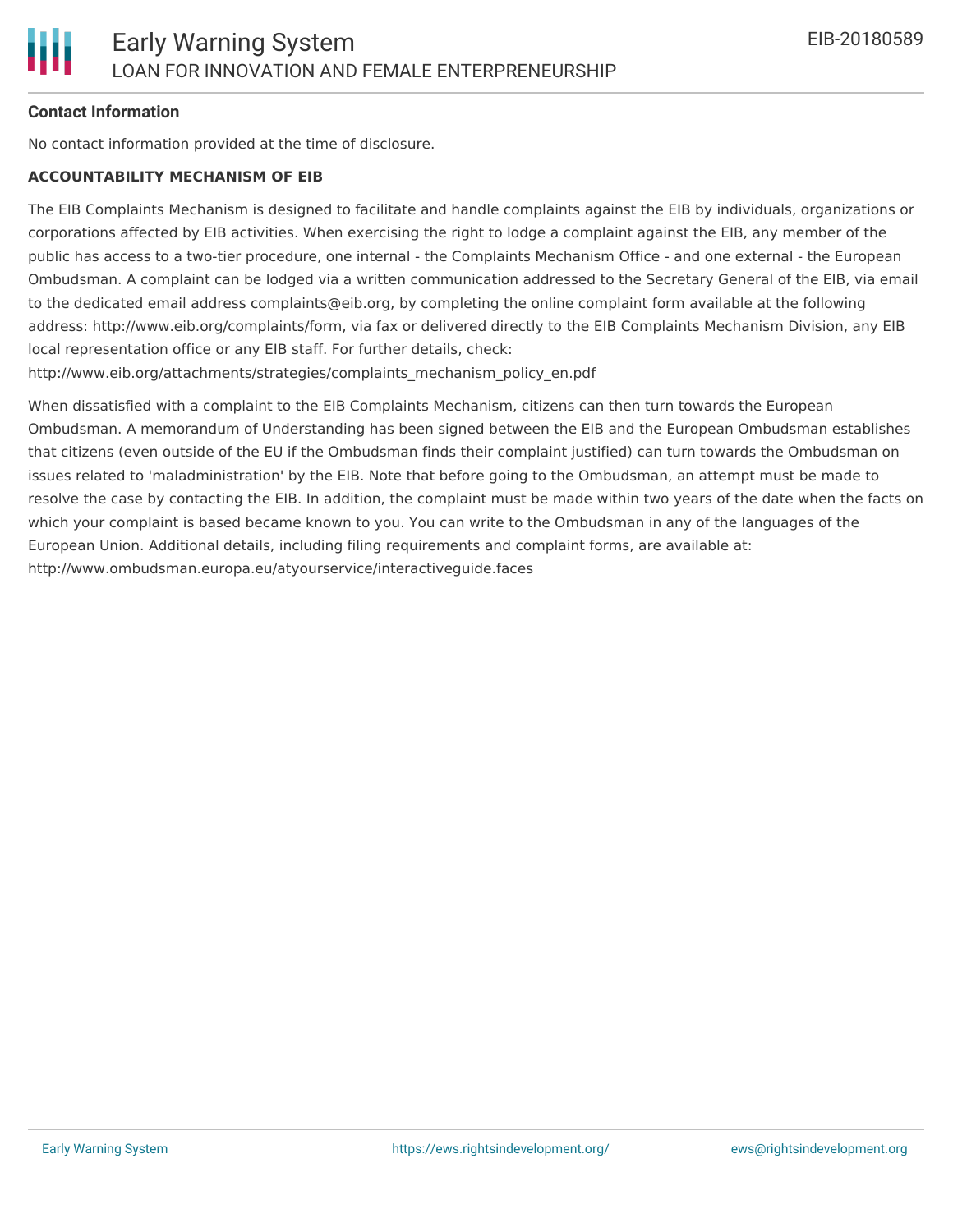**Contact Information**

No contact information provided at the time of disclosure.

**ACCOUNTABILITY MECHANISM OF EIB**

The EIB Complaints Mechanism is designed to facilitate and handle complaints against the EIB by individuals, organizations or corporations affected by EIB activities. When exercising the right to lodge a complaint against the EIB, any member of the public has access to a two-tier procedure, one internal - the Complaints Mechanism Office - and one external - the European Ombudsman. A complaint can be lodged via a written communication addressed to the Secretary General of the EIB, via email to the dedicated email address complaints@eib.org, by completing the online complaint form available at the following address: http://www.eib.org/complaints/form, via fax or delivered directly to the EIB Complaints Mechanism Division, any EIB local representation office or any EIB staff. For further details, check: http://www.eib.org/attachments/strategies/complaints_mechanism_policy_en.pdf

When dissatisfied with a complaint to the EIB Complaints Mechanism, citizens can then turn towards the European Ombudsman. A memorandum of Understanding has been signed between the EIB and the European Ombudsman establishes that citizens (even outside of the EU if the Ombudsman finds their complaint justified) can turn towards the Ombudsman on issues related to 'maladministration' by the EIB. Note that before going to the Ombudsman, an attempt must be made to resolve the case by contacting the EIB. In addition, the complaint must be made within two years of the date when the facts on which your complaint is based became known to you. You can write to the Ombudsman in any of the languages of the European Union. Additional details, including filing requirements and complaint forms, are available at: http://www.ombudsman.europa.eu/atyourservice/interactiveguide.faces